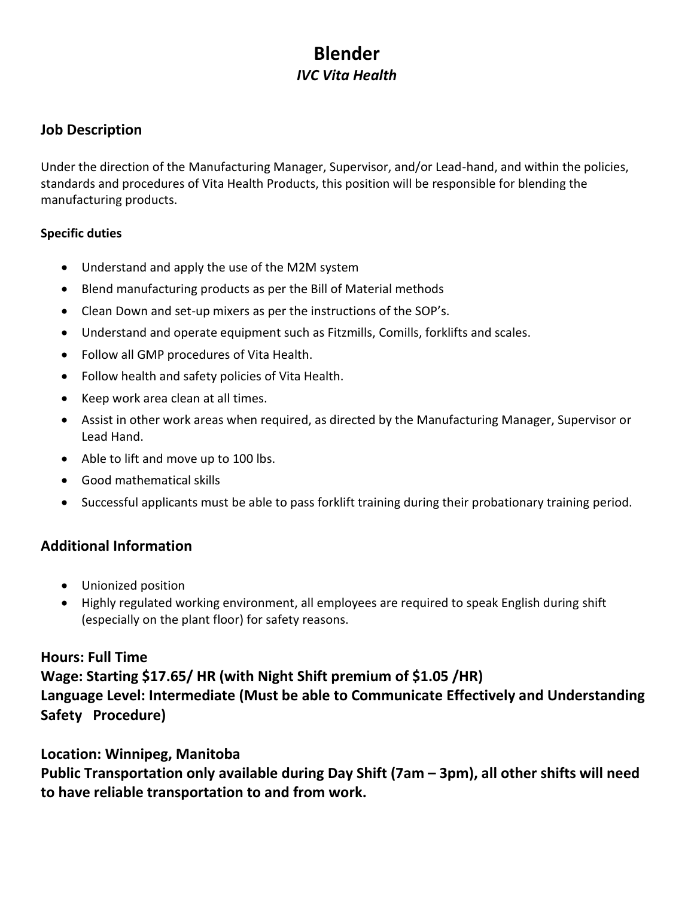# Blender

*IVC Vita Health*

## Job Description

Under the direction of the Manufacturing Manager, Supervisor, and/or Lead-hand, and within the policies, standards and procedures of Vita Health Products, this position will be responsible for blending the manufacturing products.

**Specific duties**

- Understand and apply the use of the M2M system
- Blend manufacturing products as per the Bill of Material methods
- Clean Down and set-up mixers as per the instructions of the SOP's.
- Understand and operate equipment such as Fitzmills, Comills, forklifts and scales.
- Follow all GMP procedures of Vita Health.
- Follow health and safety policies of Vita Health.
- Keep work area clean at all times.
- Assist in other work areas when required, as directed by the Manufacturing Manager, Supervisor or Lead Hand.
- Able to lift and move up to 100 lbs.
- Good mathematical skills
- Successful applicants must be able to pass forklift training during their probationary training period.

## Additional Information

- Unionized position
- Highly regulated working environment, all employees are required to speak English during shift (especially on the plant floor) for safety reasons.

**Hours: Full Time**

**Wage: Starting $17.65/ HR (with Night Shift premium of $1.05 /HR)**

**Language Level: Intermediate (Must be able to Communicate Effectively and Understanding Safety Procedure)**

**Location: Winnipeg, Manitoba**

**Public Transportation only available during Day Shift (7am – 3pm), all other shifts will need to have reliable transportation to and from work.**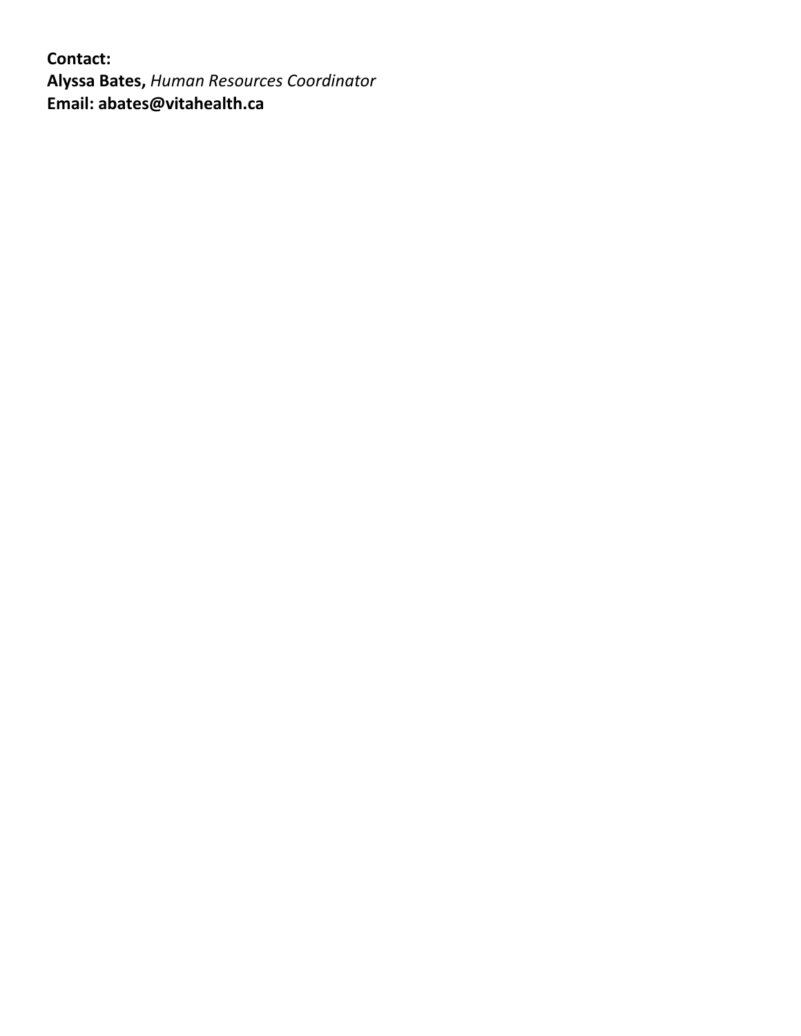**Contact:**
**Alyssa Bates,** *Human Resources Coordinator*
**Email: abates@vitahealth.ca**